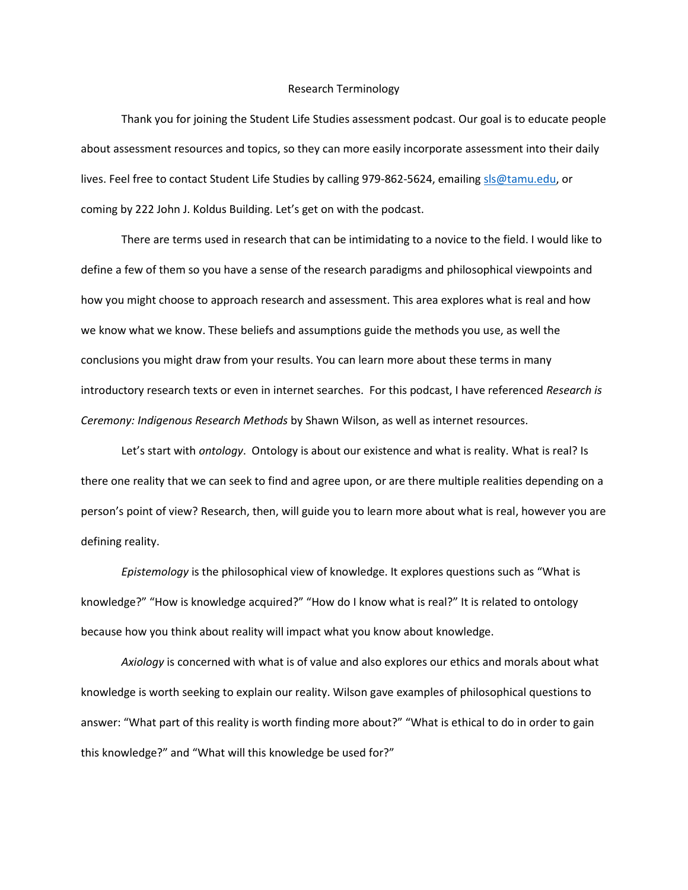# Research Terminology

Thank you for joining the Student Life Studies assessment podcast. Our goal is to educate people about assessment resources and topics, so they can more easily incorporate assessment into their daily lives. Feel free to contact Student Life Studies by calling 979-862-5624, emailing sls@tamu.edu, or coming by 222 John J. Koldus Building. Let's get on with the podcast.

There are terms used in research that can be intimidating to a novice to the field. I would like to define a few of them so you have a sense of the research paradigms and philosophical viewpoints and how you might choose to approach research and assessment. This area explores what is real and how we know what we know. These beliefs and assumptions guide the methods you use, as well the conclusions you might draw from your results. You can learn more about these terms in many introductory research texts or even in internet searches. For this podcast, I have referenced *Research is Ceremony: Indigenous Research Methods* by Shawn Wilson, as well as internet resources.

Let's start with *ontology*. Ontology is about our existence and what is reality. What is real? Is there one reality that we can seek to find and agree upon, or are there multiple realities depending on a person's point of view? Research, then, will guide you to learn more about what is real, however you are defining reality.

*Epistemology* is the philosophical view of knowledge. It explores questions such as "What is knowledge?" "How is knowledge acquired?" "How do I know what is real?" It is related to ontology because how you think about reality will impact what you know about knowledge.

*Axiology* is concerned with what is of value and also explores our ethics and morals about what knowledge is worth seeking to explain our reality. Wilson gave examples of philosophical questions to answer: "What part of this reality is worth finding more about?" "What is ethical to do in order to gain this knowledge?" and "What will this knowledge be used for?"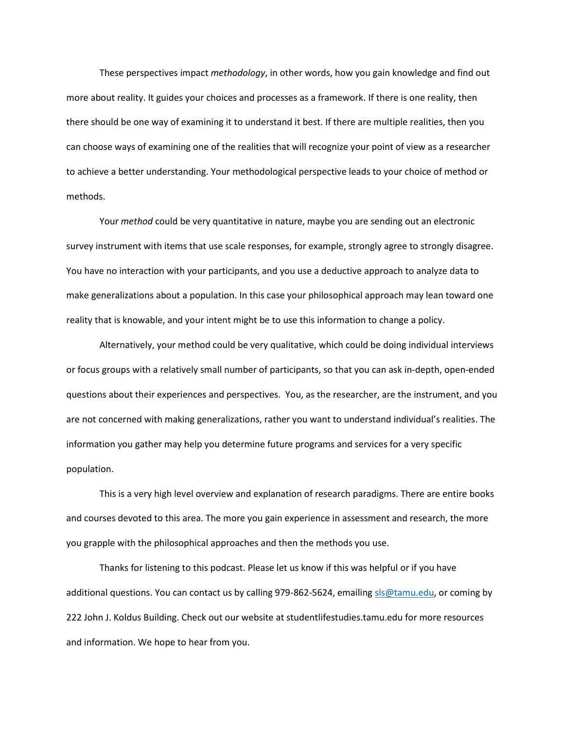These perspectives impact *methodology*, in other words, how you gain knowledge and find out more about reality. It guides your choices and processes as a framework. If there is one reality, then there should be one way of examining it to understand it best. If there are multiple realities, then you can choose ways of examining one of the realities that will recognize your point of view as a researcher to achieve a better understanding. Your methodological perspective leads to your choice of method or methods.

Your *method* could be very quantitative in nature, maybe you are sending out an electronic survey instrument with items that use scale responses, for example, strongly agree to strongly disagree. You have no interaction with your participants, and you use a deductive approach to analyze data to make generalizations about a population. In this case your philosophical approach may lean toward one reality that is knowable, and your intent might be to use this information to change a policy.

Alternatively, your method could be very qualitative, which could be doing individual interviews or focus groups with a relatively small number of participants, so that you can ask in-depth, open-ended questions about their experiences and perspectives. You, as the researcher, are the instrument, and you are not concerned with making generalizations, rather you want to understand individual's realities. The information you gather may help you determine future programs and services for a very specific population.

This is a very high level overview and explanation of research paradigms. There are entire books and courses devoted to this area. The more you gain experience in assessment and research, the more you grapple with the philosophical approaches and then the methods you use.

Thanks for listening to this podcast. Please let us know if this was helpful or if you have additional questions. You can contact us by calling 979-862-5624, emailing sls@tamu.edu, or coming by 222 John J. Koldus Building. Check out our website at studentlifestudies.tamu.edu for more resources and information. We hope to hear from you.